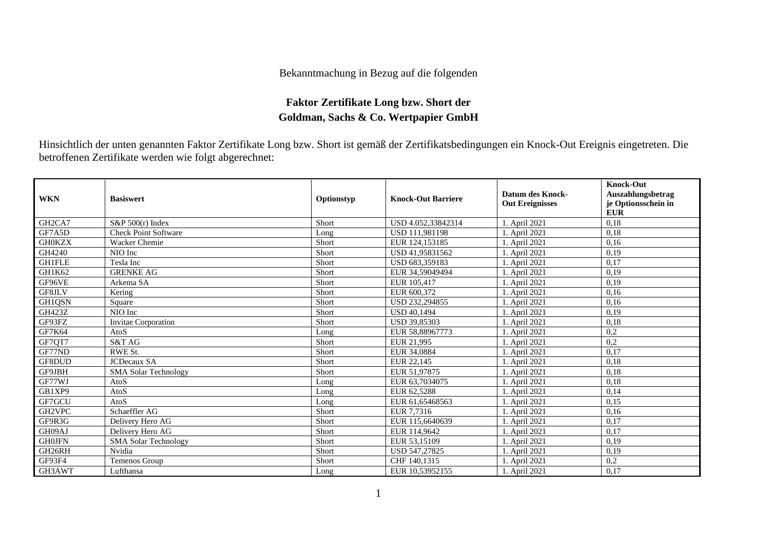Bekanntmachung in Bezug auf die folgenden

**Faktor Zertifikate Long bzw. Short der Goldman, Sachs & Co. Wertpapier GmbH**

Hinsichtlich der unten genannten Faktor Zertifikate Long bzw. Short ist gemäß der Zertifikatsbedingungen ein Knock-Out Ereignis eingetreten. Die betroffenen Zertifikate werden wie folgt abgerechnet:

| WKN | Basiswert | Optionstyp | Knock-Out Barriere | Datum des Knock-Out Ereignisses | Knock-Out Auszahlungsbetrag je Optionsschein in EUR |
|---|---|---|---|---|---|
| GH2CA7 | S&P 500(r) Index | Short | USD 4.052,33842314 | 1. April 2021 | 0,18 |
| GF7A5D | Check Point Software | Long | USD 111,981198 | 1. April 2021 | 0,18 |
| GH0KZX | Wacker Chemie | Short | EUR 124,153185 | 1. April 2021 | 0,16 |
| GH4240 | NIO Inc | Short | USD 41,95831562 | 1. April 2021 | 0,19 |
| GH1FLE | Tesla Inc | Short | USD 683,359183 | 1. April 2021 | 0,17 |
| GH1K62 | GRENKE AG | Short | EUR 34,59049494 | 1. April 2021 | 0,19 |
| GF96VE | Arkema SA | Short | EUR 105,417 | 1. April 2021 | 0,19 |
| GF8JLV | Kering | Short | EUR 600,372 | 1. April 2021 | 0,16 |
| GH1QSN | Square | Short | USD 232,294855 | 1. April 2021 | 0,16 |
| GH423Z | NIO Inc | Short | USD 40,1494 | 1. April 2021 | 0,19 |
| GF93FZ | Invitae Corporation | Short | USD 39,85303 | 1. April 2021 | 0,18 |
| GF7K64 | AtoS | Long | EUR 58,88967773 | 1. April 2021 | 0,2 |
| GF7QT7 | S&T AG | Short | EUR 21,995 | 1. April 2021 | 0,2 |
| GF77ND | RWE St. | Short | EUR 34,0884 | 1. April 2021 | 0,17 |
| GF8DUD | JCDecaux SA | Short | EUR 22,145 | 1. April 2021 | 0,18 |
| GF9JBH | SMA Solar Technology | Short | EUR 51,97875 | 1. April 2021 | 0,18 |
| GF77WJ | AtoS | Long | EUR 63,7034075 | 1. April 2021 | 0,18 |
| GB1XP9 | AtoS | Long | EUR 62,5288 | 1. April 2021 | 0,14 |
| GF7GCU | AtoS | Long | EUR 61,65468563 | 1. April 2021 | 0,15 |
| GH2VPC | Schaeffler AG | Short | EUR 7,7316 | 1. April 2021 | 0,16 |
| GF9R3G | Delivery Hero AG | Short | EUR 115,6640639 | 1. April 2021 | 0,17 |
| GH09AJ | Delivery Hero AG | Short | EUR 114,9642 | 1. April 2021 | 0,17 |
| GH0JFN | SMA Solar Technology | Short | EUR 53,15109 | 1. April 2021 | 0,19 |
| GH26RH | Nvidia | Short | USD 547,27825 | 1. April 2021 | 0,19 |
| GF93F4 | Temenos Group | Short | CHF 140,1315 | 1. April 2021 | 0,2 |
| GH3AWT | Lufthansa | Long | EUR 10,53952155 | 1. April 2021 | 0,17 |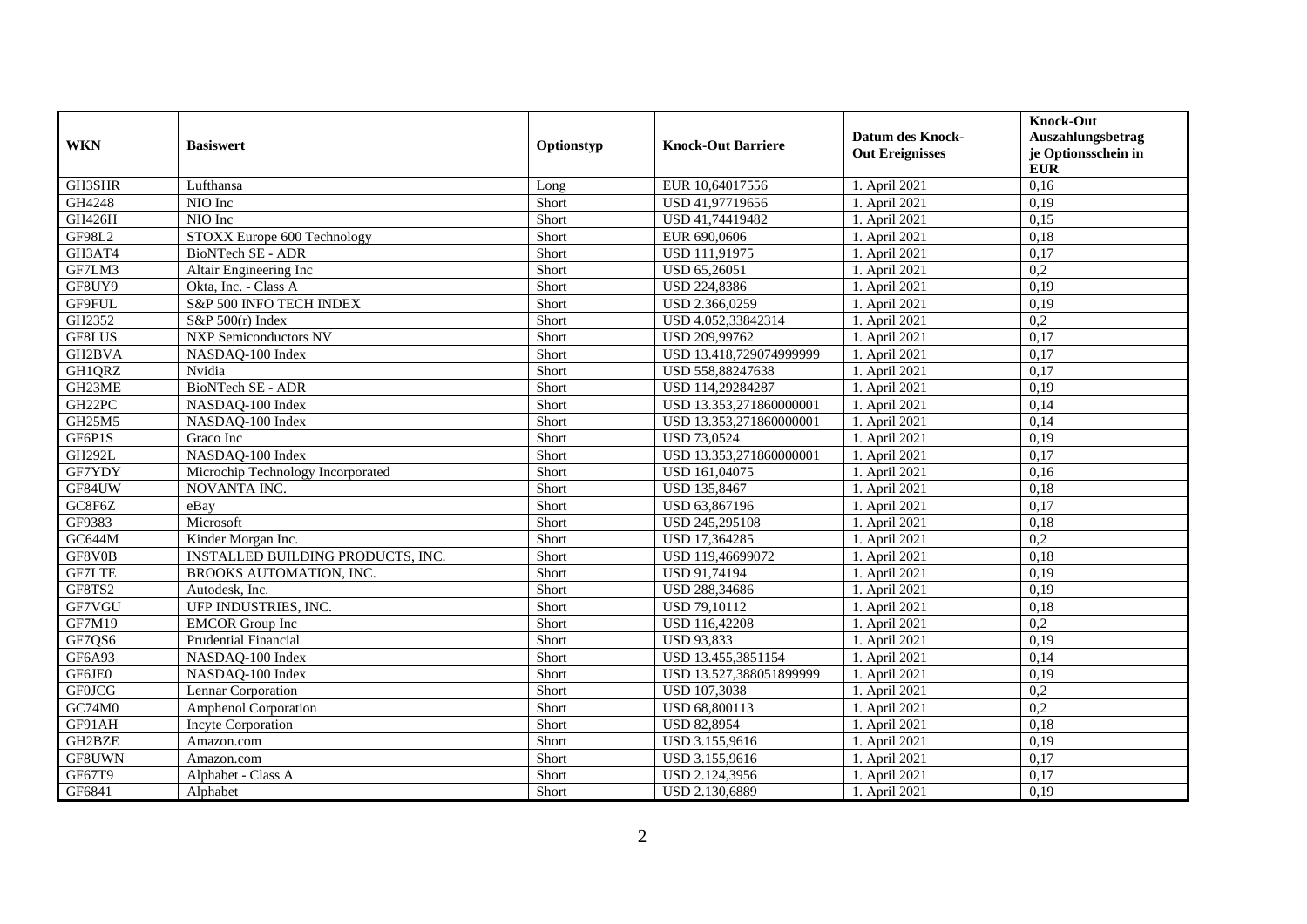| WKN | Basiswert | Optionstyp | Knock-Out Barriere | Datum des Knock-Out Ereignisses | Knock-Out Auszahlungsbetrag je Optionsschein in EUR |
|---|---|---|---|---|---|
| GH3SHR | Lufthansa | Long | EUR 10,64017556 | 1. April 2021 | 0,16 |
| GH4248 | NIO Inc | Short | USD 41,97719656 | 1. April 2021 | 0,19 |
| GH426H | NIO Inc | Short | USD 41,74419482 | 1. April 2021 | 0,15 |
| GF98L2 | STOXX Europe 600 Technology | Short | EUR 690,0606 | 1. April 2021 | 0,18 |
| GH3AT4 | BioNTech SE - ADR | Short | USD 111,91975 | 1. April 2021 | 0,17 |
| GF7LM3 | Altair Engineering Inc | Short | USD 65,26051 | 1. April 2021 | 0,2 |
| GF8UY9 | Okta, Inc. - Class A | Short | USD 224,8386 | 1. April 2021 | 0,19 |
| GF9FUL | S&P 500 INFO TECH INDEX | Short | USD 2.366,0259 | 1. April 2021 | 0,19 |
| GH2352 | S&P 500(r) Index | Short | USD 4.052,33842314 | 1. April 2021 | 0,2 |
| GF8LUS | NXP Semiconductors NV | Short | USD 209,99762 | 1. April 2021 | 0,17 |
| GH2BVA | NASDAQ-100 Index | Short | USD 13.418,729074999999 | 1. April 2021 | 0,17 |
| GH1QRZ | Nvidia | Short | USD 558,88247638 | 1. April 2021 | 0,17 |
| GH23ME | BioNTech SE - ADR | Short | USD 114,29284287 | 1. April 2021 | 0,19 |
| GH22PC | NASDAQ-100 Index | Short | USD 13.353,271860000001 | 1. April 2021 | 0,14 |
| GH25M5 | NASDAQ-100 Index | Short | USD 13.353,271860000001 | 1. April 2021 | 0,14 |
| GF6P1S | Graco Inc | Short | USD 73,0524 | 1. April 2021 | 0,19 |
| GH292L | NASDAQ-100 Index | Short | USD 13.353,271860000001 | 1. April 2021 | 0,17 |
| GF7YDY | Microchip Technology Incorporated | Short | USD 161,04075 | 1. April 2021 | 0,16 |
| GF84UW | NOVANTA INC. | Short | USD 135,8467 | 1. April 2021 | 0,18 |
| GC8F6Z | eBay | Short | USD 63,867196 | 1. April 2021 | 0,17 |
| GF9383 | Microsoft | Short | USD 245,295108 | 1. April 2021 | 0,18 |
| GC644M | Kinder Morgan Inc. | Short | USD 17,364285 | 1. April 2021 | 0,2 |
| GF8V0B | INSTALLED BUILDING PRODUCTS, INC. | Short | USD 119,46699072 | 1. April 2021 | 0,18 |
| GF7LTE | BROOKS AUTOMATION, INC. | Short | USD 91,74194 | 1. April 2021 | 0,19 |
| GF8TS2 | Autodesk, Inc. | Short | USD 288,34686 | 1. April 2021 | 0,19 |
| GF7VGU | UFP INDUSTRIES, INC. | Short | USD 79,10112 | 1. April 2021 | 0,18 |
| GF7M19 | EMCOR Group Inc | Short | USD 116,42208 | 1. April 2021 | 0,2 |
| GF7QS6 | Prudential Financial | Short | USD 93,833 | 1. April 2021 | 0,19 |
| GF6A93 | NASDAQ-100 Index | Short | USD 13.455,3851154 | 1. April 2021 | 0,14 |
| GF6JE0 | NASDAQ-100 Index | Short | USD 13.527,388051899999 | 1. April 2021 | 0,19 |
| GF0JCG | Lennar Corporation | Short | USD 107,3038 | 1. April 2021 | 0,2 |
| GC74M0 | Amphenol Corporation | Short | USD 68,800113 | 1. April 2021 | 0,2 |
| GF91AH | Incyte Corporation | Short | USD 82,8954 | 1. April 2021 | 0,18 |
| GH2BZE | Amazon.com | Short | USD 3.155,9616 | 1. April 2021 | 0,19 |
| GF8UWN | Amazon.com | Short | USD 3.155,9616 | 1. April 2021 | 0,17 |
| GF67T9 | Alphabet - Class A | Short | USD 2.124,3956 | 1. April 2021 | 0,17 |
| GF6841 | Alphabet | Short | USD 2.130,6889 | 1. April 2021 | 0,19 |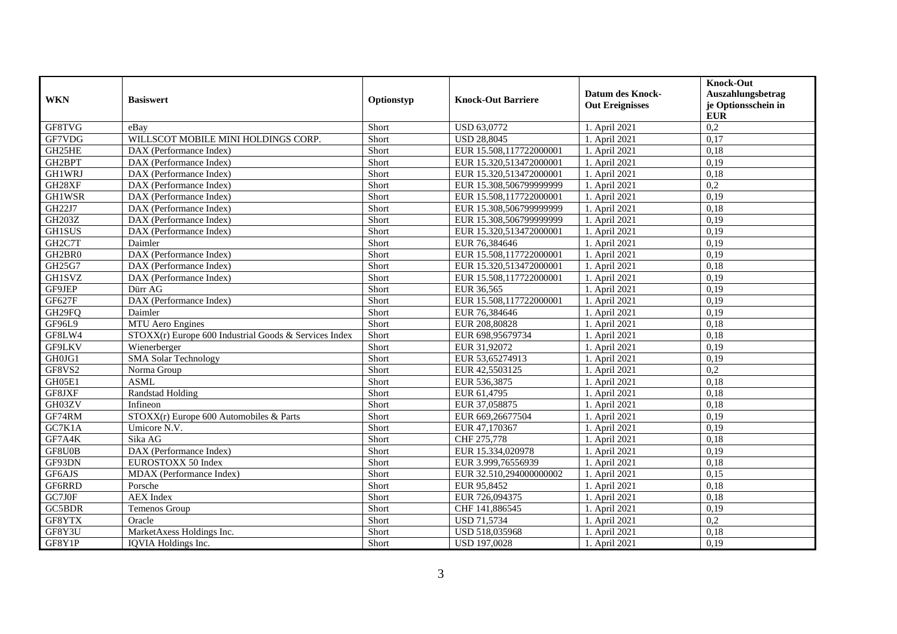| WKN | Basiswert | Optionstyp | Knock-Out Barriere | Datum des Knock-Out Ereignisses | Knock-Out Auszahlungsbetrag je Optionsschein in EUR |
|---|---|---|---|---|---|
| GF8TVG | eBay | Short | USD 63,0772 | 1. April 2021 | 0,2 |
| GF7VDG | WILLSCOT MOBILE MINI HOLDINGS CORP. | Short | USD 28,8045 | 1. April 2021 | 0,17 |
| GH25HE | DAX (Performance Index) | Short | EUR 15.508,117722000001 | 1. April 2021 | 0,18 |
| GH2BPT | DAX (Performance Index) | Short | EUR 15.320,513472000001 | 1. April 2021 | 0,19 |
| GH1WRJ | DAX (Performance Index) | Short | EUR 15.320,513472000001 | 1. April 2021 | 0,18 |
| GH28XF | DAX (Performance Index) | Short | EUR 15.308,506799999999 | 1. April 2021 | 0,2 |
| GH1WSR | DAX (Performance Index) | Short | EUR 15.508,117722000001 | 1. April 2021 | 0,19 |
| GH22J7 | DAX (Performance Index) | Short | EUR 15.308,506799999999 | 1. April 2021 | 0,18 |
| GH203Z | DAX (Performance Index) | Short | EUR 15.308,506799999999 | 1. April 2021 | 0,19 |
| GH1SUS | DAX (Performance Index) | Short | EUR 15.320,513472000001 | 1. April 2021 | 0,19 |
| GH2C7T | Daimler | Short | EUR 76,384646 | 1. April 2021 | 0,19 |
| GH2BR0 | DAX (Performance Index) | Short | EUR 15.508,117722000001 | 1. April 2021 | 0,19 |
| GH25G7 | DAX (Performance Index) | Short | EUR 15.320,513472000001 | 1. April 2021 | 0,18 |
| GH1SVZ | DAX (Performance Index) | Short | EUR 15.508,117722000001 | 1. April 2021 | 0,19 |
| GF9JEP | Dürr AG | Short | EUR 36,565 | 1. April 2021 | 0,19 |
| GF627F | DAX (Performance Index) | Short | EUR 15.508,117722000001 | 1. April 2021 | 0,19 |
| GH29FQ | Daimler | Short | EUR 76,384646 | 1. April 2021 | 0,19 |
| GF96L9 | MTU Aero Engines | Short | EUR 208,80828 | 1. April 2021 | 0,18 |
| GF8LW4 | STOXX(r) Europe 600 Industrial Goods & Services Index | Short | EUR 698,95679734 | 1. April 2021 | 0,18 |
| GF9LKV | Wienerberger | Short | EUR 31,92072 | 1. April 2021 | 0,19 |
| GH0JG1 | SMA Solar Technology | Short | EUR 53,65274913 | 1. April 2021 | 0,19 |
| GF8VS2 | Norma Group | Short | EUR 42,5503125 | 1. April 2021 | 0,2 |
| GH05E1 | ASML | Short | EUR 536,3875 | 1. April 2021 | 0,18 |
| GF8JXF | Randstad Holding | Short | EUR 61,4795 | 1. April 2021 | 0,18 |
| GH03ZV | Infineon | Short | EUR 37,058875 | 1. April 2021 | 0,18 |
| GF74RM | STOXX(r) Europe 600 Automobiles & Parts | Short | EUR 669,26677504 | 1. April 2021 | 0,19 |
| GC7K1A | Umicore N.V. | Short | EUR 47,170367 | 1. April 2021 | 0,19 |
| GF7A4K | Sika AG | Short | CHF 275,778 | 1. April 2021 | 0,18 |
| GF8U0B | DAX (Performance Index) | Short | EUR 15.334,020978 | 1. April 2021 | 0,19 |
| GF93DN | EUROSTOXX 50 Index | Short | EUR 3.999,76556939 | 1. April 2021 | 0,18 |
| GF6AJS | MDAX (Performance Index) | Short | EUR 32.510,294000000002 | 1. April 2021 | 0,15 |
| GF6RRD | Porsche | Short | EUR 95,8452 | 1. April 2021 | 0,18 |
| GC7J0F | AEX Index | Short | EUR 726,094375 | 1. April 2021 | 0,18 |
| GC5BDR | Temenos Group | Short | CHF 141,886545 | 1. April 2021 | 0,19 |
| GF8YTX | Oracle | Short | USD 71,5734 | 1. April 2021 | 0,2 |
| GF8Y3U | MarketAxess Holdings Inc. | Short | USD 518,035968 | 1. April 2021 | 0,18 |
| GF8Y1P | IQVIA Holdings Inc. | Short | USD 197,0028 | 1. April 2021 | 0,19 |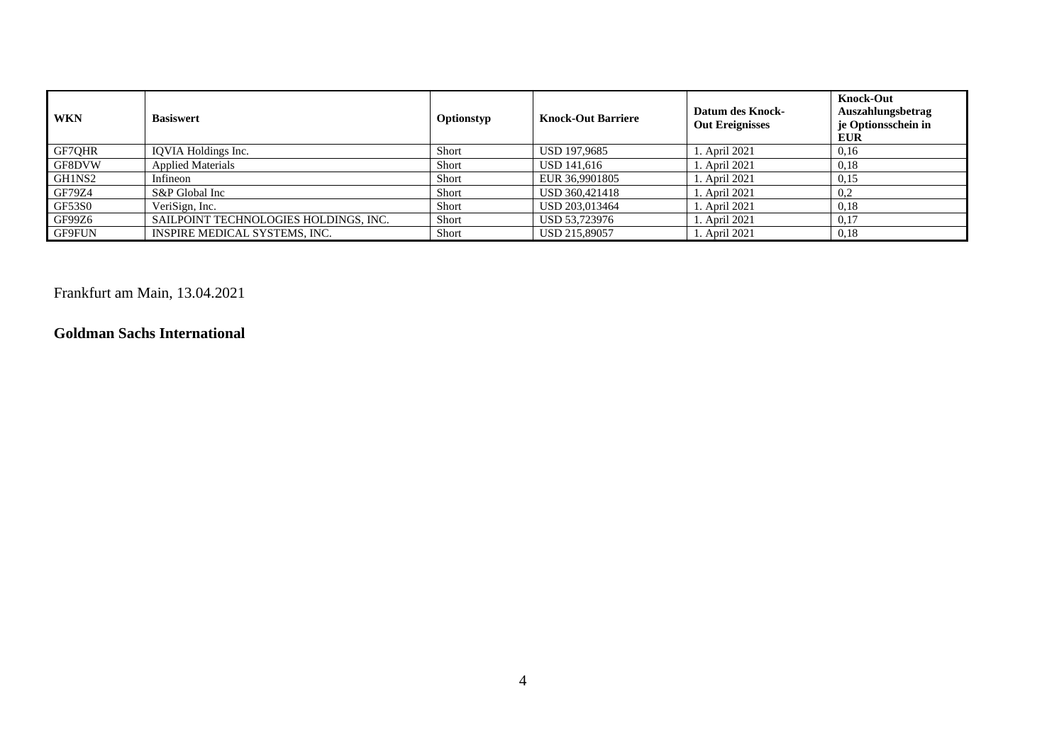| WKN | Basiswert | Optionstyp | Knock-Out Barriere | Datum des Knock-Out Ereignisses | Knock-Out Auszahlungsbetrag je Optionsschein in EUR |
|---|---|---|---|---|---|
| GF7QHR | IQVIA Holdings Inc. | Short | USD 197,9685 | 1. April 2021 | 0,16 |
| GF8DVW | Applied Materials | Short | USD 141,616 | 1. April 2021 | 0,18 |
| GH1NS2 | Infineon | Short | EUR 36,9901805 | 1. April 2021 | 0,15 |
| GF79Z4 | S&P Global Inc | Short | USD 360,421418 | 1. April 2021 | 0,2 |
| GF53S0 | VeriSign, Inc. | Short | USD 203,013464 | 1. April 2021 | 0,18 |
| GF99Z6 | SAILPOINT TECHNOLOGIES HOLDINGS, INC. | Short | USD 53,723976 | 1. April 2021 | 0,17 |
| GF9FUN | INSPIRE MEDICAL SYSTEMS, INC. | Short | USD 215,89057 | 1. April 2021 | 0,18 |

Frankfurt am Main, 13.04.2021

**Goldman Sachs International**